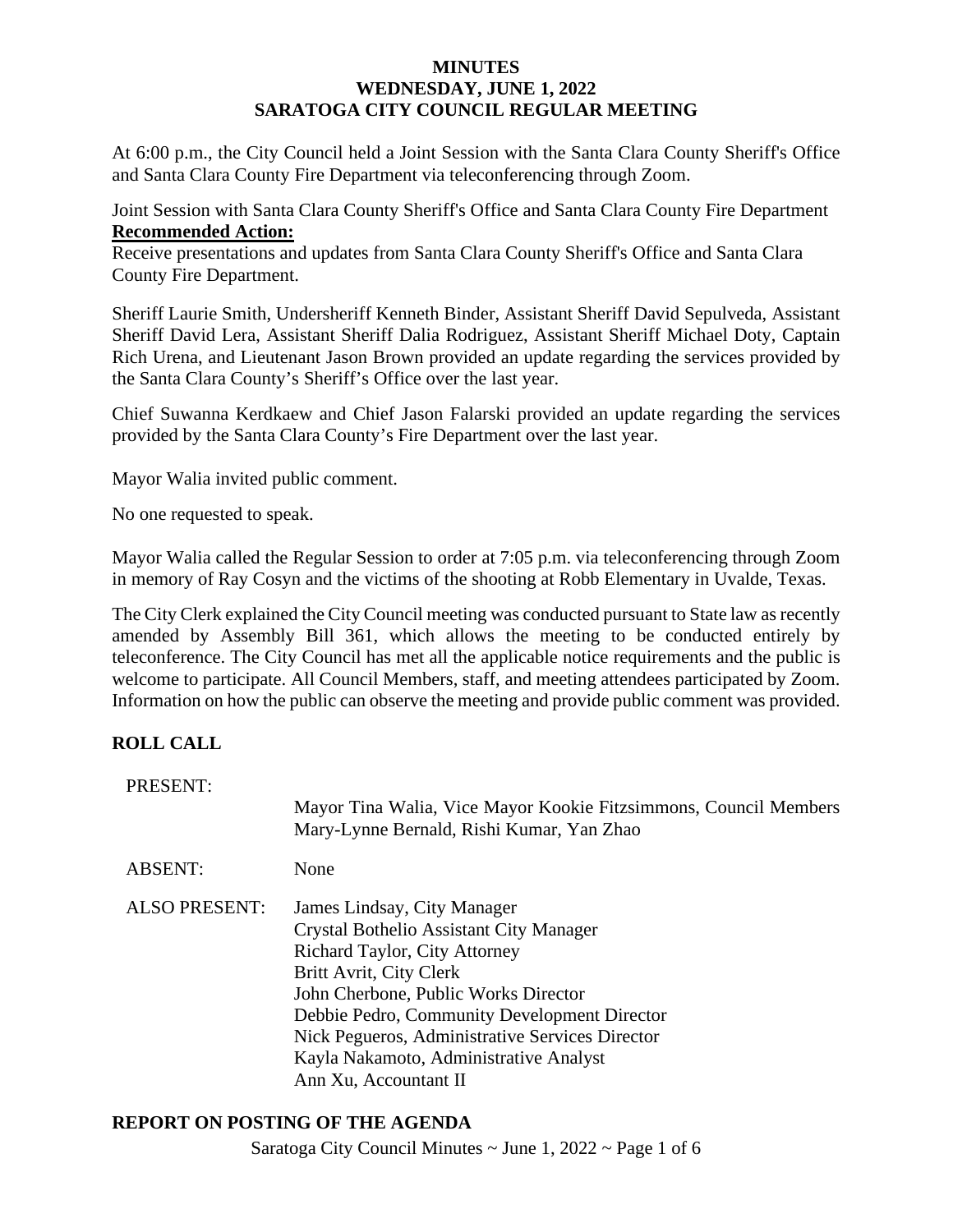**MINUTES**
**WEDNESDAY, JUNE 1, 2022**
**SARATOGA CITY COUNCIL REGULAR MEETING**

At 6:00 p.m., the City Council held a Joint Session with the Santa Clara County Sheriff's Office and Santa Clara County Fire Department via teleconferencing through Zoom.

Joint Session with Santa Clara County Sheriff's Office and Santa Clara County Fire Department
**Recommended Action:**
Receive presentations and updates from Santa Clara County Sheriff's Office and Santa Clara County Fire Department.

Sheriff Laurie Smith, Undersheriff Kenneth Binder, Assistant Sheriff David Sepulveda, Assistant Sheriff David Lera, Assistant Sheriff Dalia Rodriguez, Assistant Sheriff Michael Doty, Captain Rich Urena, and Lieutenant Jason Brown provided an update regarding the services provided by the Santa Clara County's Sheriff's Office over the last year.

Chief Suwanna Kerdkaew and Chief Jason Falarski provided an update regarding the services provided by the Santa Clara County's Fire Department over the last year.

Mayor Walia invited public comment.

No one requested to speak.

Mayor Walia called the Regular Session to order at 7:05 p.m. via teleconferencing through Zoom in memory of Ray Cosyn and the victims of the shooting at Robb Elementary in Uvalde, Texas.

The City Clerk explained the City Council meeting was conducted pursuant to State law as recently amended by Assembly Bill 361, which allows the meeting to be conducted entirely by teleconference. The City Council has met all the applicable notice requirements and the public is welcome to participate. All Council Members, staff, and meeting attendees participated by Zoom. Information on how the public can observe the meeting and provide public comment was provided.

## ROLL CALL

PRESENT: Mayor Tina Walia, Vice Mayor Kookie Fitzsimmons, Council Members Mary-Lynne Bernald, Rishi Kumar, Yan Zhao

ABSENT: None

ALSO PRESENT:
James Lindsay, City Manager
Crystal Bothelio Assistant City Manager
Richard Taylor, City Attorney
Britt Avrit, City Clerk
John Cherbone, Public Works Director
Debbie Pedro, Community Development Director
Nick Pegueros, Administrative Services Director
Kayla Nakamoto, Administrative Analyst
Ann Xu, Accountant II

## REPORT ON POSTING OF THE AGENDA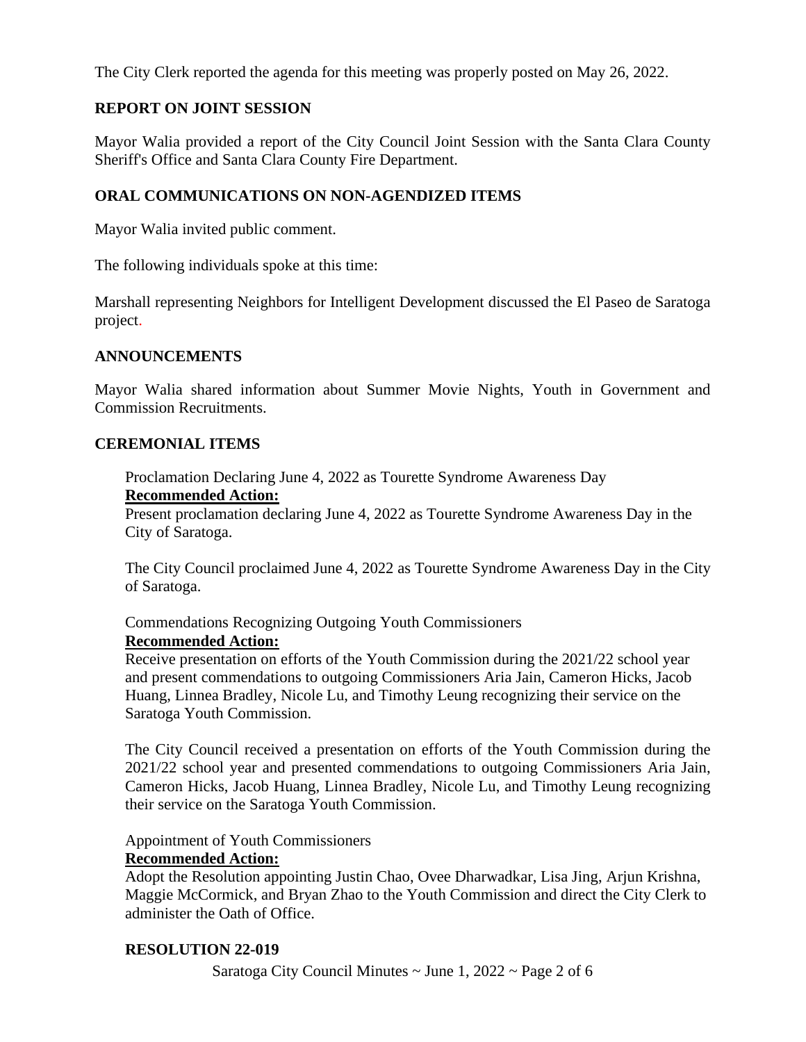The City Clerk reported the agenda for this meeting was properly posted on May 26, 2022.

## REPORT ON JOINT SESSION

Mayor Walia provided a report of the City Council Joint Session with the Santa Clara County Sheriff's Office and Santa Clara County Fire Department.

## ORAL COMMUNICATIONS ON NON-AGENDIZED ITEMS

Mayor Walia invited public comment.

The following individuals spoke at this time:

Marshall representing Neighbors for Intelligent Development discussed the El Paseo de Saratoga project.

## ANNOUNCEMENTS

Mayor Walia shared information about Summer Movie Nights, Youth in Government and Commission Recruitments.

## CEREMONIAL ITEMS

Proclamation Declaring June 4, 2022 as Tourette Syndrome Awareness Day

**Recommended Action:**

Present proclamation declaring June 4, 2022 as Tourette Syndrome Awareness Day in the City of Saratoga.

The City Council proclaimed June 4, 2022 as Tourette Syndrome Awareness Day in the City of Saratoga.

Commendations Recognizing Outgoing Youth Commissioners

**Recommended Action:**

Receive presentation on efforts of the Youth Commission during the 2021/22 school year and present commendations to outgoing Commissioners Aria Jain, Cameron Hicks, Jacob Huang, Linnea Bradley, Nicole Lu, and Timothy Leung recognizing their service on the Saratoga Youth Commission.

The City Council received a presentation on efforts of the Youth Commission during the 2021/22 school year and presented commendations to outgoing Commissioners Aria Jain, Cameron Hicks, Jacob Huang, Linnea Bradley, Nicole Lu, and Timothy Leung recognizing their service on the Saratoga Youth Commission.

Appointment of Youth Commissioners

**Recommended Action:**

Adopt the Resolution appointing Justin Chao, Ovee Dharwadkar, Lisa Jing, Arjun Krishna, Maggie McCormick, and Bryan Zhao to the Youth Commission and direct the City Clerk to administer the Oath of Office.

**RESOLUTION 22-019**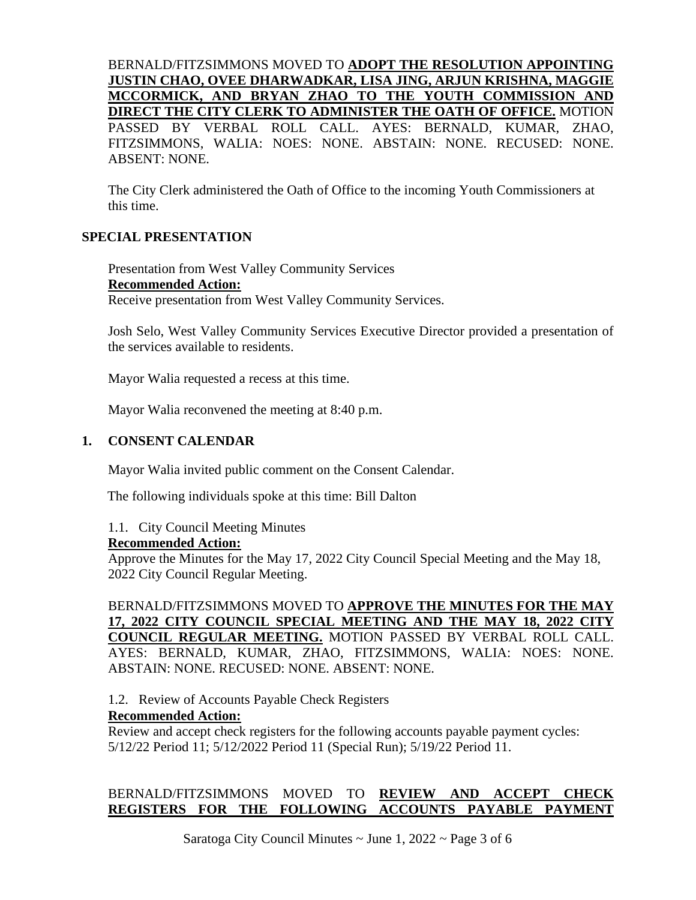BERNALD/FITZSIMMONS MOVED TO **ADOPT THE RESOLUTION APPOINTING JUSTIN CHAO, OVEE DHARWADKAR, LISA JING, ARJUN KRISHNA, MAGGIE MCCORMICK, AND BRYAN ZHAO TO THE YOUTH COMMISSION AND DIRECT THE CITY CLERK TO ADMINISTER THE OATH OF OFFICE.** MOTION PASSED BY VERBAL ROLL CALL. AYES: BERNALD, KUMAR, ZHAO, FITZSIMMONS, WALIA: NOES: NONE. ABSTAIN: NONE. RECUSED: NONE. ABSENT: NONE.

The City Clerk administered the Oath of Office to the incoming Youth Commissioners at this time.

## SPECIAL PRESENTATION

Presentation from West Valley Community Services

**Recommended Action:**

Receive presentation from West Valley Community Services.

Josh Selo, West Valley Community Services Executive Director provided a presentation of the services available to residents.

Mayor Walia requested a recess at this time.

Mayor Walia reconvened the meeting at 8:40 p.m.

## 1. CONSENT CALENDAR

Mayor Walia invited public comment on the Consent Calendar.

The following individuals spoke at this time: Bill Dalton

1.1. City Council Meeting Minutes

**Recommended Action:**

Approve the Minutes for the May 17, 2022 City Council Special Meeting and the May 18, 2022 City Council Regular Meeting.

BERNALD/FITZSIMMONS MOVED TO **APPROVE THE MINUTES FOR THE MAY 17, 2022 CITY COUNCIL SPECIAL MEETING AND THE MAY 18, 2022 CITY COUNCIL REGULAR MEETING.** MOTION PASSED BY VERBAL ROLL CALL. AYES: BERNALD, KUMAR, ZHAO, FITZSIMMONS, WALIA: NOES: NONE. ABSTAIN: NONE. RECUSED: NONE. ABSENT: NONE.

1.2. Review of Accounts Payable Check Registers

**Recommended Action:**

Review and accept check registers for the following accounts payable payment cycles: 5/12/22 Period 11; 5/12/2022 Period 11 (Special Run); 5/19/22 Period 11.

BERNALD/FITZSIMMONS MOVED TO **REVIEW AND ACCEPT CHECK REGISTERS FOR THE FOLLOWING ACCOUNTS PAYABLE PAYMENT**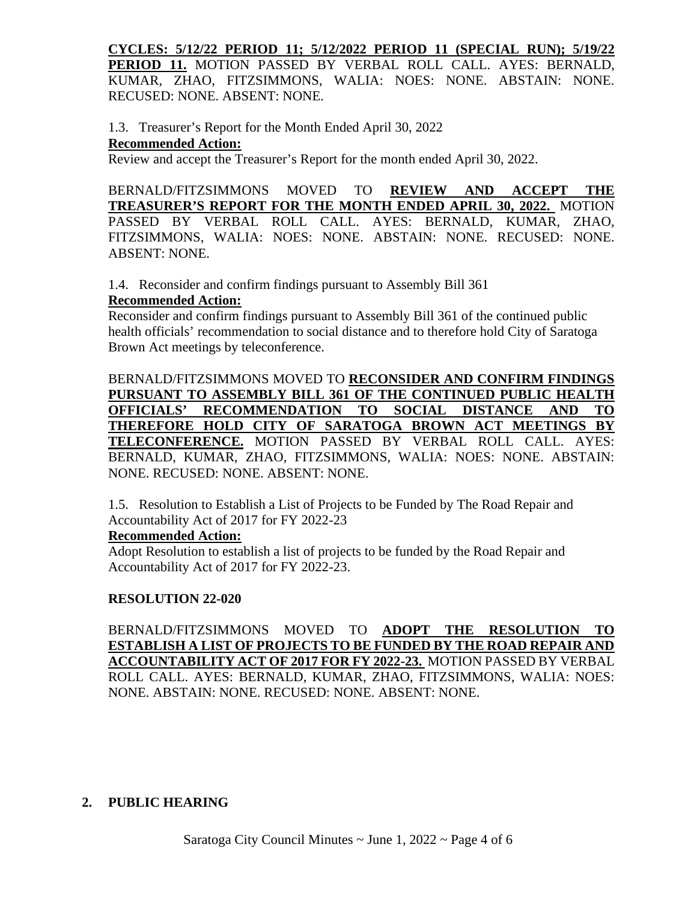**CYCLES: 5/12/22 PERIOD 11; 5/12/2022 PERIOD 11 (SPECIAL RUN); 5/19/22 PERIOD 11.** MOTION PASSED BY VERBAL ROLL CALL. AYES: BERNALD, KUMAR, ZHAO, FITZSIMMONS, WALIA: NOES: NONE. ABSTAIN: NONE. RECUSED: NONE. ABSENT: NONE.

1.3. Treasurer's Report for the Month Ended April 30, 2022

**Recommended Action:**

Review and accept the Treasurer's Report for the month ended April 30, 2022.

BERNALD/FITZSIMMONS MOVED TO **REVIEW AND ACCEPT THE TREASURER'S REPORT FOR THE MONTH ENDED APRIL 30, 2022.** MOTION PASSED BY VERBAL ROLL CALL. AYES: BERNALD, KUMAR, ZHAO, FITZSIMMONS, WALIA: NOES: NONE. ABSTAIN: NONE. RECUSED: NONE. ABSENT: NONE.

1.4. Reconsider and confirm findings pursuant to Assembly Bill 361

**Recommended Action:**

Reconsider and confirm findings pursuant to Assembly Bill 361 of the continued public health officials' recommendation to social distance and to therefore hold City of Saratoga Brown Act meetings by teleconference.

BERNALD/FITZSIMMONS MOVED TO **RECONSIDER AND CONFIRM FINDINGS PURSUANT TO ASSEMBLY BILL 361 OF THE CONTINUED PUBLIC HEALTH OFFICIALS' RECOMMENDATION TO SOCIAL DISTANCE AND TO THEREFORE HOLD CITY OF SARATOGA BROWN ACT MEETINGS BY TELECONFERENCE.** MOTION PASSED BY VERBAL ROLL CALL. AYES: BERNALD, KUMAR, ZHAO, FITZSIMMONS, WALIA: NOES: NONE. ABSTAIN: NONE. RECUSED: NONE. ABSENT: NONE.

1.5. Resolution to Establish a List of Projects to be Funded by The Road Repair and Accountability Act of 2017 for FY 2022-23

**Recommended Action:**

Adopt Resolution to establish a list of projects to be funded by the Road Repair and Accountability Act of 2017 for FY 2022-23.

**RESOLUTION 22-020**

BERNALD/FITZSIMMONS MOVED TO **ADOPT THE RESOLUTION TO ESTABLISH A LIST OF PROJECTS TO BE FUNDED BY THE ROAD REPAIR AND ACCOUNTABILITY ACT OF 2017 FOR FY 2022-23.** MOTION PASSED BY VERBAL ROLL CALL. AYES: BERNALD, KUMAR, ZHAO, FITZSIMMONS, WALIA: NOES: NONE. ABSTAIN: NONE. RECUSED: NONE. ABSENT: NONE.

## 2. PUBLIC HEARING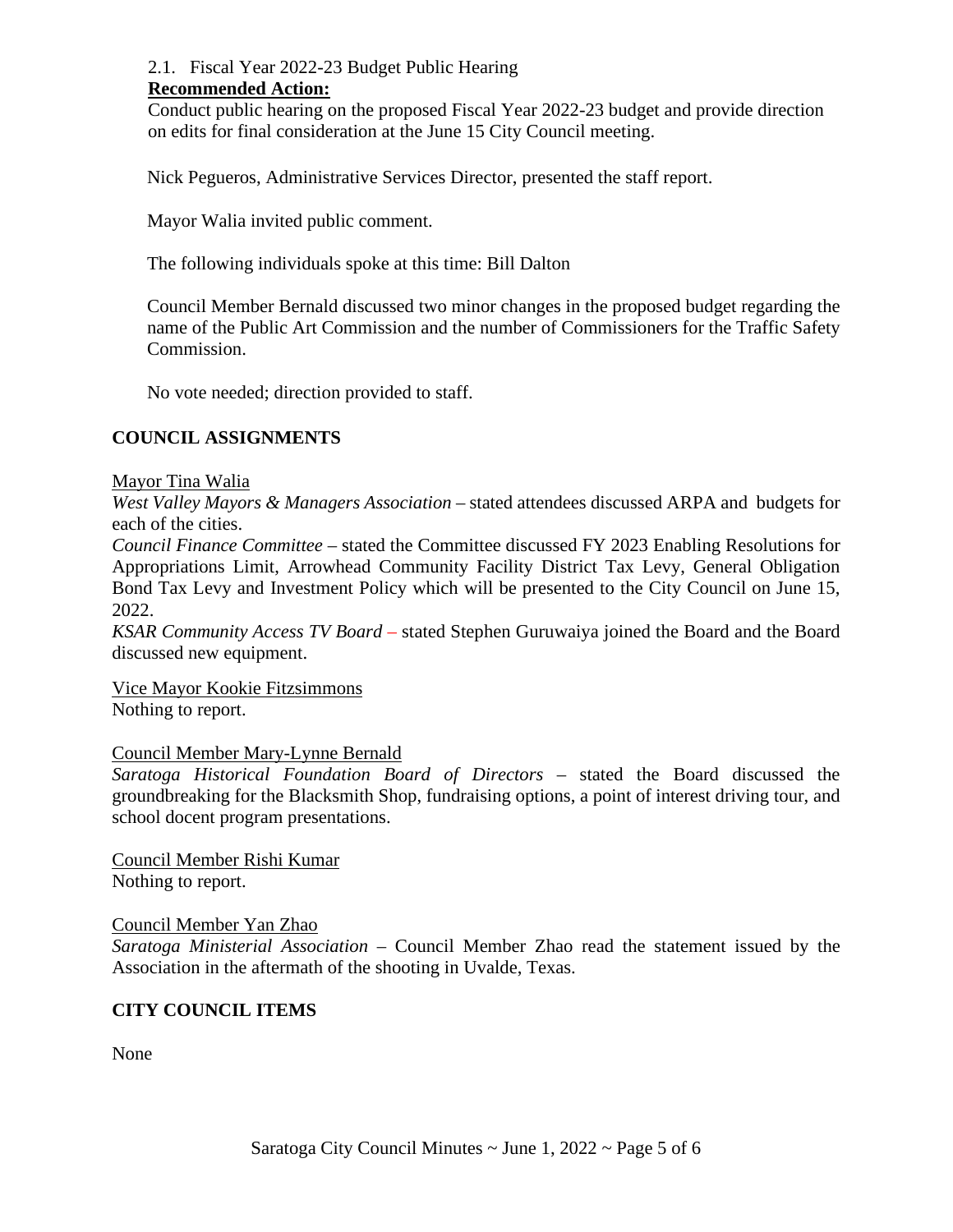2.1. Fiscal Year 2022-23 Budget Public Hearing

**Recommended Action:**

Conduct public hearing on the proposed Fiscal Year 2022-23 budget and provide direction on edits for final consideration at the June 15 City Council meeting.

Nick Pegueros, Administrative Services Director, presented the staff report.

Mayor Walia invited public comment.

The following individuals spoke at this time: Bill Dalton

Council Member Bernald discussed two minor changes in the proposed budget regarding the name of the Public Art Commission and the number of Commissioners for the Traffic Safety Commission.

No vote needed; direction provided to staff.

## COUNCIL ASSIGNMENTS

Mayor Tina Walia

*West Valley Mayors & Managers Association* – stated attendees discussed ARPA and budgets for each of the cities.

*Council Finance Committee* – stated the Committee discussed FY 2023 Enabling Resolutions for Appropriations Limit, Arrowhead Community Facility District Tax Levy, General Obligation Bond Tax Levy and Investment Policy which will be presented to the City Council on June 15, 2022.

*KSAR Community Access TV Board* – stated Stephen Guruwaiya joined the Board and the Board discussed new equipment.

Vice Mayor Kookie Fitzsimmons

Nothing to report.

Council Member Mary-Lynne Bernald

*Saratoga Historical Foundation Board of Directors* – stated the Board discussed the groundbreaking for the Blacksmith Shop, fundraising options, a point of interest driving tour, and school docent program presentations.

Council Member Rishi Kumar

Nothing to report.

Council Member Yan Zhao

*Saratoga Ministerial Association* – Council Member Zhao read the statement issued by the Association in the aftermath of the shooting in Uvalde, Texas.

## CITY COUNCIL ITEMS

None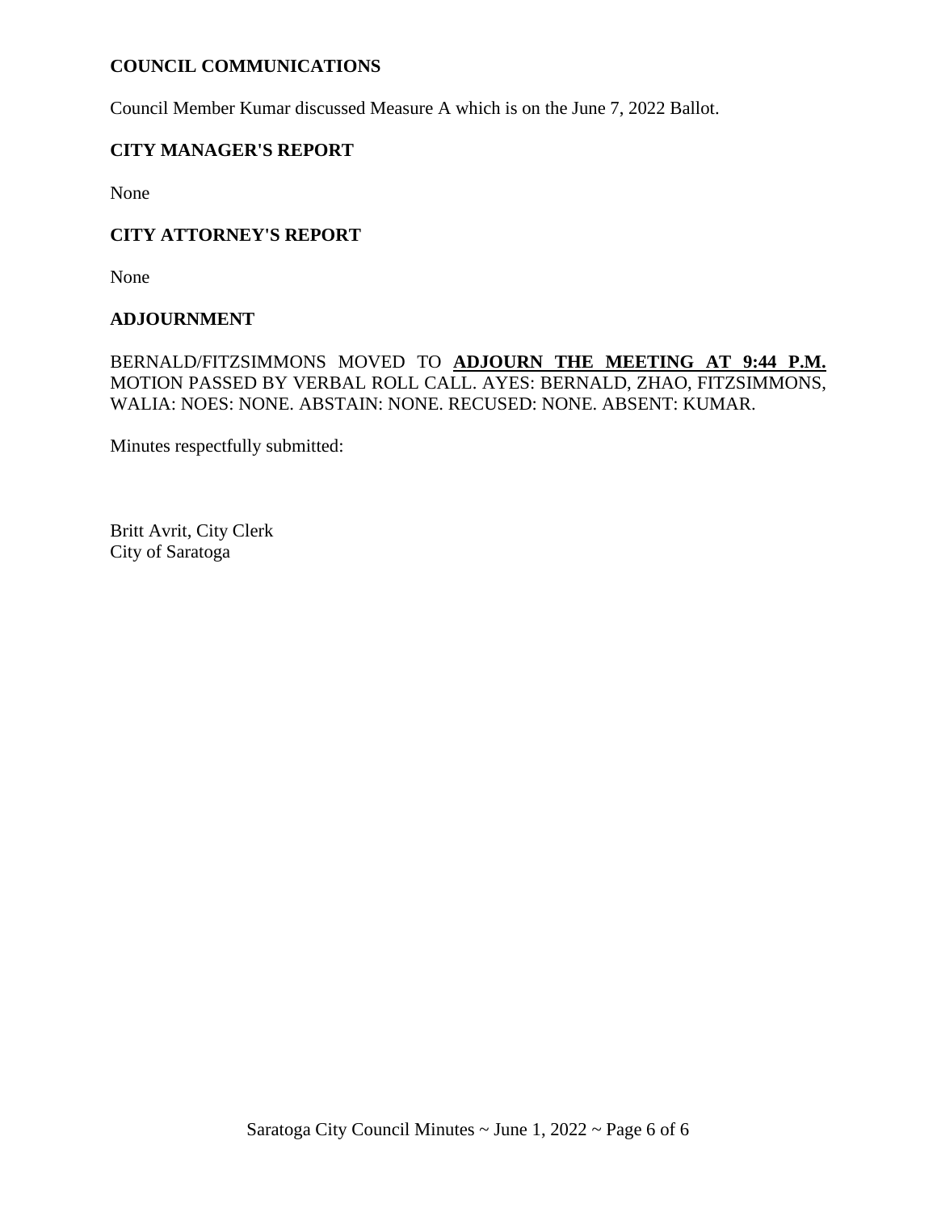## COUNCIL COMMUNICATIONS

Council Member Kumar discussed Measure A which is on the June 7, 2022 Ballot.

## CITY MANAGER'S REPORT

None

## CITY ATTORNEY'S REPORT

None

## ADJOURNMENT

BERNALD/FITZSIMMONS MOVED TO **ADJOURN THE MEETING AT 9:44 P.M.** MOTION PASSED BY VERBAL ROLL CALL. AYES: BERNALD, ZHAO, FITZSIMMONS, WALIA: NOES: NONE. ABSTAIN: NONE. RECUSED: NONE. ABSENT: KUMAR.

Minutes respectfully submitted:

Britt Avrit, City Clerk
City of Saratoga